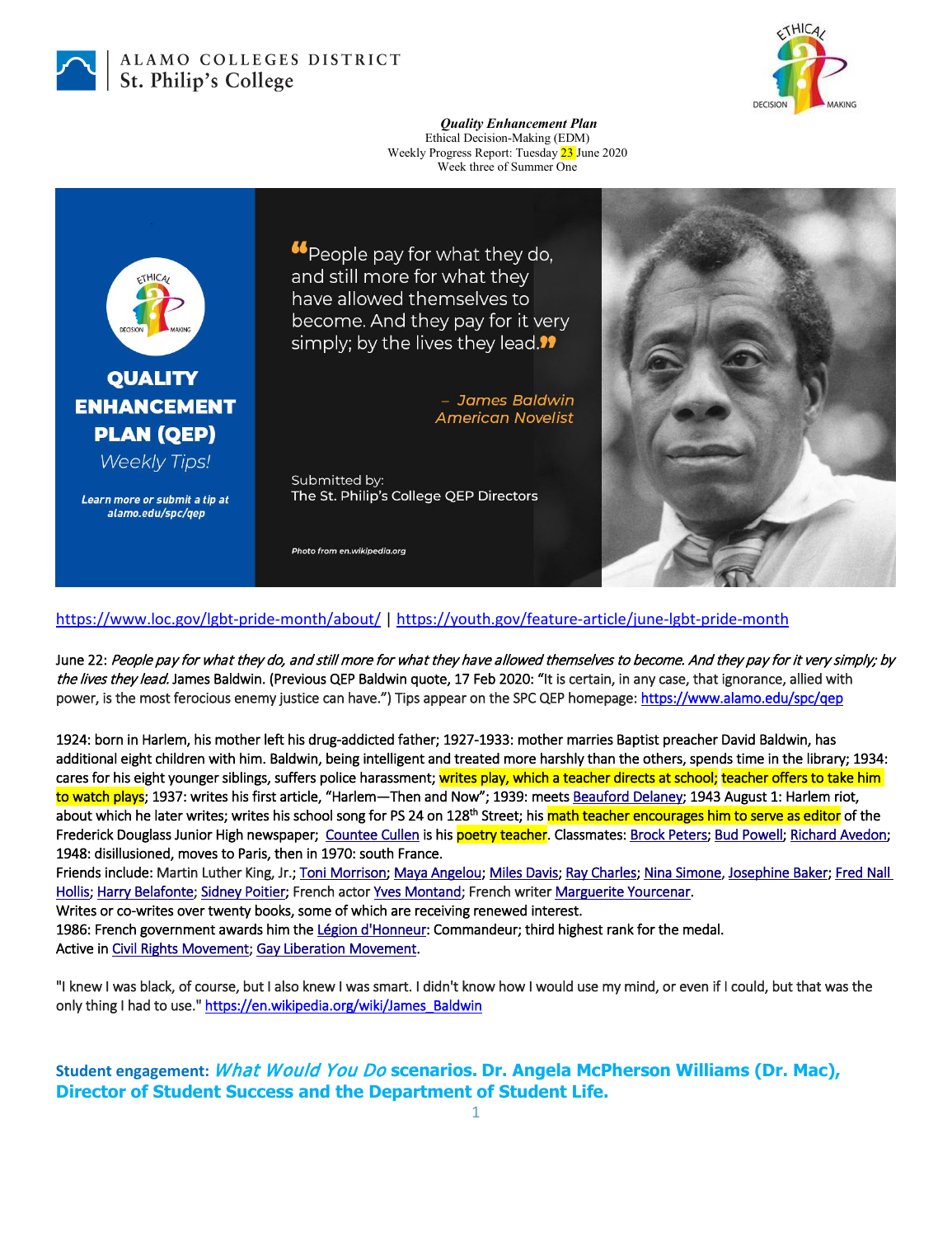ALAMO COLLEGES DISTRICT
St. Philip's College

***Quality Enhancement Plan***
Ethical Decision-Making (EDM)
Weekly Progress Report: Tuesday 23 June 2020
Week three of Summer One

**QUALITY ENHANCEMENT PLAN (QEP)**
*Weekly Tips!*

**Learn more or submit a tip at alamo.edu/spc/qep**

"People pay for what they do, and still more for what they have allowed themselves to become. And they pay for it very simply; by the lives they lead."

– *James Baldwin American Novelist*

Submitted by:
The St. Philip's College QEP Directors

*Photo from en.wikipedia.org*

https://www.loc.gov/lgbt-pride-month/about/ | https://youth.gov/feature-article/june-lgbt-pride-month

June 22: *People pay for what they do, and still more for what they have allowed themselves to become. And they pay for it very simply; by the lives they lead.* James Baldwin. (Previous QEP Baldwin quote, 17 Feb 2020: "It is certain, in any case, that ignorance, allied with power, is the most ferocious enemy justice can have.") Tips appear on the SPC QEP homepage: https://www.alamo.edu/spc/qep

1924: born in Harlem, his mother left his drug-addicted father; 1927-1933: mother marries Baptist preacher David Baldwin, has additional eight children with him. Baldwin, being intelligent and treated more harshly than the others, spends time in the library; 1934: cares for his eight younger siblings, suffers police harassment; writes play, which a teacher directs at school; teacher offers to take him to watch plays; 1937: writes his first article, "Harlem—Then and Now"; 1939: meets Beauford Delaney; 1943 August 1: Harlem riot, about which he later writes; writes his school song for PS 24 on 128th Street; his math teacher encourages him to serve as editor of the Frederick Douglass Junior High newspaper; Countee Cullen is his poetry teacher. Classmates: Brock Peters; Bud Powell; Richard Avedon; 1948: disillusioned, moves to Paris, then in 1970: south France.
Friends include: Martin Luther King, Jr.; Toni Morrison; Maya Angelou; Miles Davis; Ray Charles; Nina Simone, Josephine Baker; Fred Nall Hollis; Harry Belafonte; Sidney Poitier; French actor Yves Montand; French writer Marguerite Yourcenar.
Writes or co-writes over twenty books, some of which are receiving renewed interest.
1986: French government awards him the Légion d'Honneur: Commandeur; third highest rank for the medal.
Active in Civil Rights Movement; Gay Liberation Movement.

"I knew I was black, of course, but I also knew I was smart. I didn't know how I would use my mind, or even if I could, but that was the only thing I had to use." https://en.wikipedia.org/wiki/James_Baldwin

**Student engagement: *What Would You Do* scenarios. Dr. Angela McPherson Williams (Dr. Mac), Director of Student Success and the Department of Student Life.**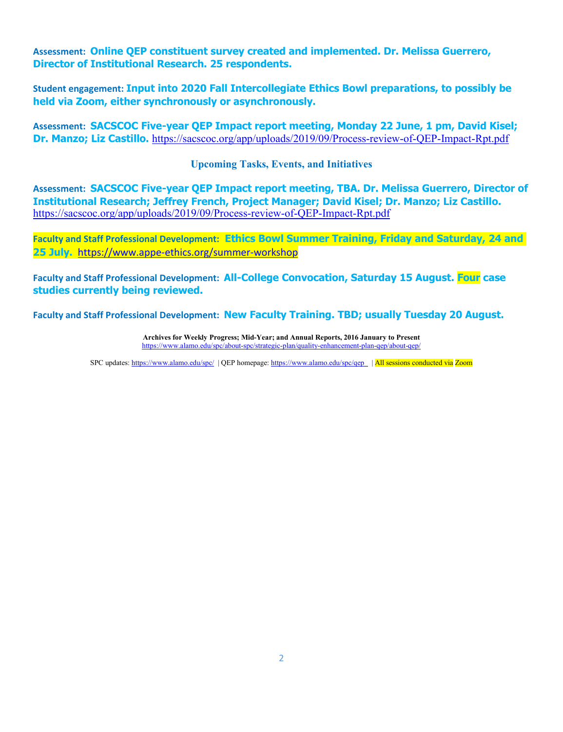**Assessment:** **Online QEP constituent survey created and implemented. Dr. Melissa Guerrero, Director of Institutional Research. 25 respondents.**

**Student engagement:** **Input into 2020 Fall Intercollegiate Ethics Bowl preparations, to possibly be held via Zoom, either synchronously or asynchronously.**

**Assessment:** **SACSCOC Five-year QEP Impact report meeting, Monday 22 June, 1 pm, David Kisel; Dr. Manzo; Liz Castillo.** https://sacscoc.org/app/uploads/2019/09/Process-review-of-QEP-Impact-Rpt.pdf

## Upcoming Tasks, Events, and Initiatives

**Assessment:** **SACSCOC Five-year QEP Impact report meeting, TBA. Dr. Melissa Guerrero, Director of Institutional Research; Jeffrey French, Project Manager; David Kisel; Dr. Manzo; Liz Castillo.** https://sacscoc.org/app/uploads/2019/09/Process-review-of-QEP-Impact-Rpt.pdf

**Faculty and Staff Professional Development:** **Ethics Bowl Summer Training, Friday and Saturday, 24 and 25 July.** https://www.appe-ethics.org/summer-workshop

**Faculty and Staff Professional Development:** **All-College Convocation, Saturday 15 August. Four case studies currently being reviewed.**

**Faculty and Staff Professional Development:** **New Faculty Training. TBD; usually Tuesday 20 August.**

**Archives for Weekly Progress; Mid-Year; and Annual Reports, 2016 January to Present**
https://www.alamo.edu/spc/about-spc/strategic-plan/quality-enhancement-plan-qep/about-qep/

SPC updates: https://www.alamo.edu/spc/ | QEP homepage: https://www.alamo.edu/spc/qep | All sessions conducted via Zoom